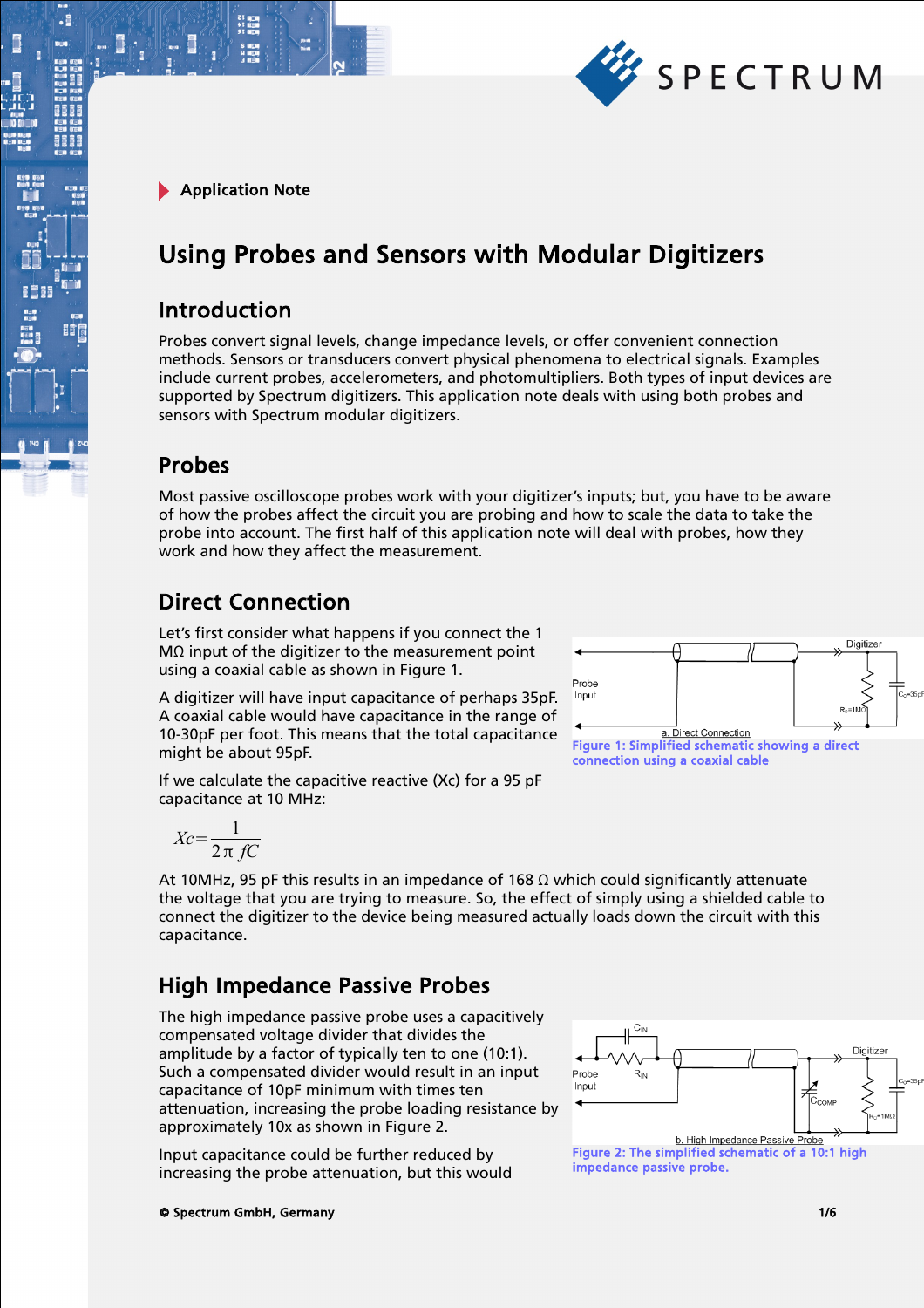Application Note

# Using Probes and Sensors with Modular Digitizers

## Introduction

Probes convert signal levels, change impedance levels, or offer convenient connection methods. Sensors or transducers convert physical phenomena to electrical signals. Examples include current probes, accelerometers, and photomultipliers. Both types of input devices are supported by Spectrum digitizers. This application note deals with using both probes and sensors with Spectrum modular digitizers.

## Probes

Most passive oscilloscope probes work with your digitizer's inputs; but, you have to be aware of how the probes affect the circuit you are probing and how to scale the data to take the probe into account. The first half of this application note will deal with probes, how they work and how they affect the measurement.

## Direct Connection

Let's first consider what happens if you connect the 1 MΩ input of the digitizer to the measurement point using a coaxial cable as shown in Figure 1.

A digitizer will have input capacitance of perhaps 35pF. A coaxial cable would have capacitance in the range of 10-30pF per foot. This means that the total capacitance might be about 95pF.

Figure 1: Simplified schematic showing a direct connection using a coaxial cable

If we calculate the capacitive reactive (Xc) for a 95 pF capacitance at 10 MHz:

$$Xc = \frac{1}{2\pi fC}$$

At 10MHz, 95 pF this results in an impedance of 168 Ω which could significantly attenuate the voltage that you are trying to measure. So, the effect of simply using a shielded cable to connect the digitizer to the device being measured actually loads down the circuit with this capacitance.

## High Impedance Passive Probes

The high impedance passive probe uses a capacitively compensated voltage divider that divides the amplitude by a factor of typically ten to one (10:1). Such a compensated divider would result in an input capacitance of 10pF minimum with times ten attenuation, increasing the probe loading resistance by approximately 10x as shown in Figure 2.

Figure 2: The simplified schematic of a 10:1 high impedance passive probe.

Input capacitance could be further reduced by increasing the probe attenuation, but this would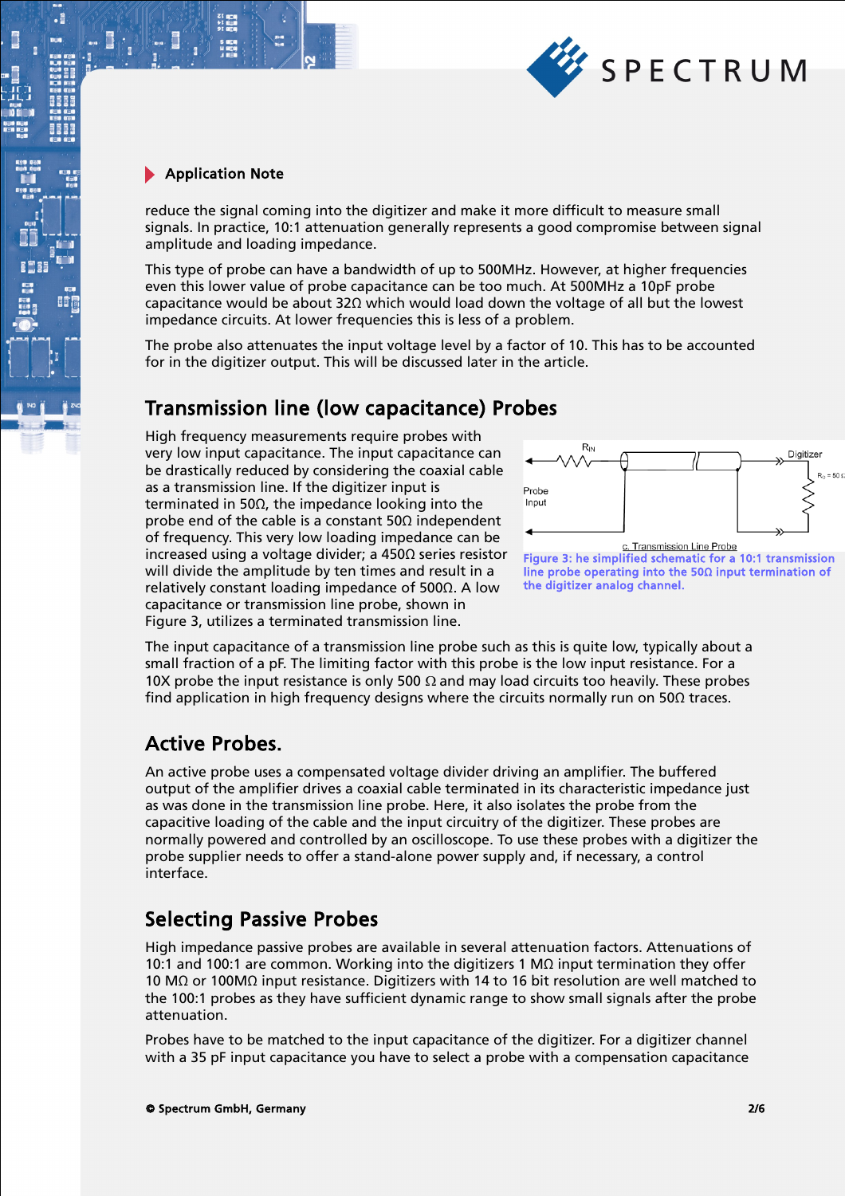reduce the signal coming into the digitizer and make it more difficult to measure small signals. In practice, 10:1 attenuation generally represents a good compromise between signal amplitude and loading impedance.

This type of probe can have a bandwidth of up to 500MHz. However, at higher frequencies even this lower value of probe capacitance can be too much. At 500MHz a 10pF probe capacitance would be about 32Ω which would load down the voltage of all but the lowest impedance circuits. At lower frequencies this is less of a problem.

The probe also attenuates the input voltage level by a factor of 10. This has to be accounted for in the digitizer output. This will be discussed later in the article.

## Transmission line (low capacitance) Probes

High frequency measurements require probes with very low input capacitance. The input capacitance can be drastically reduced by considering the coaxial cable as a transmission line. If the digitizer input is terminated in 50Ω, the impedance looking into the probe end of the cable is a constant 50Ω independent of frequency. This very low loading impedance can be increased using a voltage divider; a 450Ω series resistor will divide the amplitude by ten times and result in a relatively constant loading impedance of 500Ω. A low capacitance or transmission line probe, shown in Figure 3, utilizes a terminated transmission line.

Figure 3: he simplified schematic for a 10:1 transmission line probe operating into the 50Ω input termination of the digitizer analog channel.

The input capacitance of a transmission line probe such as this is quite low, typically about a small fraction of a pF. The limiting factor with this probe is the low input resistance. For a 10X probe the input resistance is only 500 Ω and may load circuits too heavily. These probes find application in high frequency designs where the circuits normally run on 50Ω traces.

## Active Probes.

An active probe uses a compensated voltage divider driving an amplifier. The buffered output of the amplifier drives a coaxial cable terminated in its characteristic impedance just as was done in the transmission line probe. Here, it also isolates the probe from the capacitive loading of the cable and the input circuitry of the digitizer. These probes are normally powered and controlled by an oscilloscope. To use these probes with a digitizer the probe supplier needs to offer a stand-alone power supply and, if necessary, a control interface.

## Selecting Passive Probes

High impedance passive probes are available in several attenuation factors. Attenuations of 10:1 and 100:1 are common. Working into the digitizers 1 MΩ input termination they offer 10 MΩ or 100MΩ input resistance. Digitizers with 14 to 16 bit resolution are well matched to the 100:1 probes as they have sufficient dynamic range to show small signals after the probe attenuation.

Probes have to be matched to the input capacitance of the digitizer. For a digitizer channel with a 35 pF input capacitance you have to select a probe with a compensation capacitance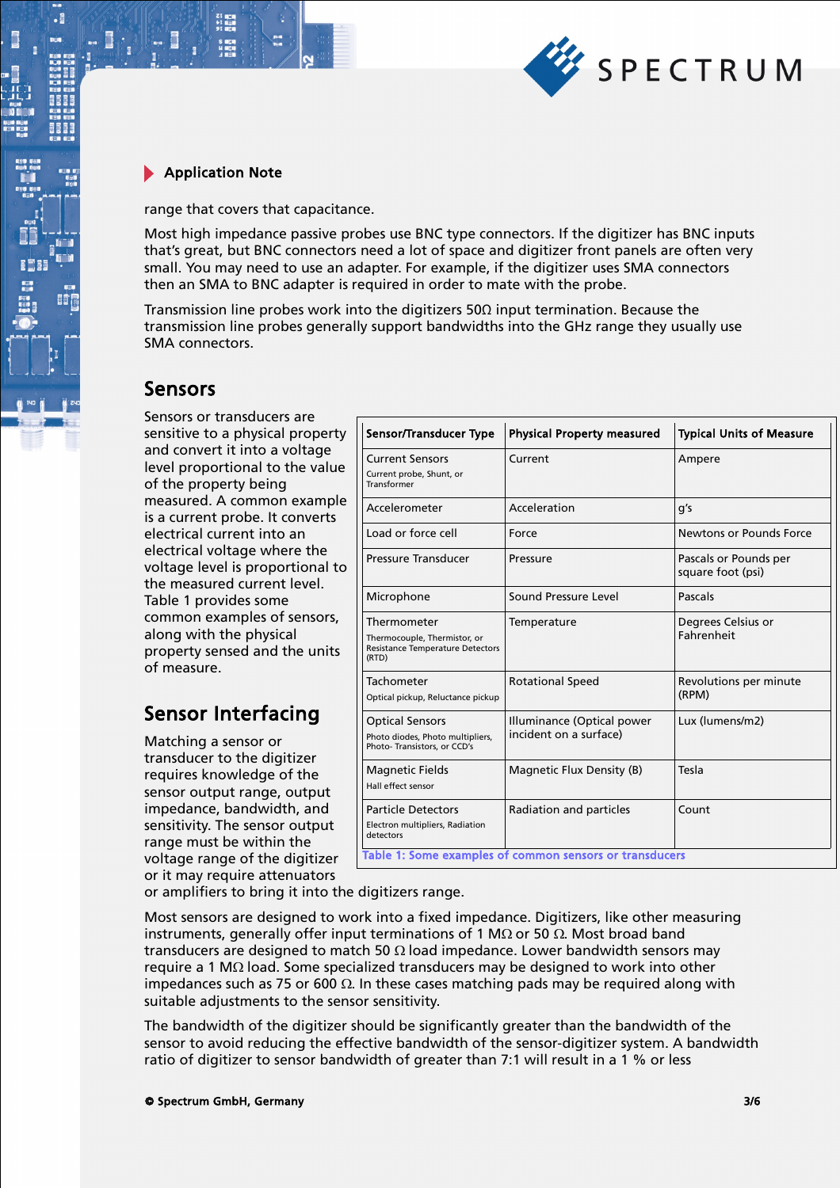range that covers that capacitance.

Most high impedance passive probes use BNC type connectors. If the digitizer has BNC inputs that's great, but BNC connectors need a lot of space and digitizer front panels are often very small. You may need to use an adapter. For example, if the digitizer uses SMA connectors then an SMA to BNC adapter is required in order to mate with the probe.

Transmission line probes work into the digitizers 50Ω input termination. Because the transmission line probes generally support bandwidths into the GHz range they usually use SMA connectors.

## Sensors

Sensors or transducers are sensitive to a physical property and convert it into a voltage level proportional to the value of the property being measured. A common example is a current probe. It converts electrical current into an electrical voltage where the voltage level is proportional to the measured current level. Table 1 provides some common examples of sensors, along with the physical property sensed and the units of measure.

| Sensor/Transducer Type | Physical Property measured | Typical Units of Measure |
|---|---|---|
| Current Sensors<br>Current probe, Shunt, or Transformer | Current | Ampere |
| Accelerometer | Acceleration | g's |
| Load or force cell | Force | Newtons or Pounds Force |
| Pressure Transducer | Pressure | Pascals or Pounds per square foot (psi) |
| Microphone | Sound Pressure Level | Pascals |
| Thermometer<br>Thermocouple, Thermistor, or Resistance Temperature Detectors (RTD) | Temperature | Degrees Celsius or Fahrenheit |
| Tachometer<br>Optical pickup, Reluctance pickup | Rotational Speed | Revolutions per minute (RPM) |
| Optical Sensors<br>Photo diodes, Photo multipliers, Photo- Transistors, or CCD's | Illuminance (Optical power incident on a surface) | Lux (lumens/m2) |
| Magnetic Fields<br>Hall effect sensor | Magnetic Flux Density (B) | Tesla |
| Particle Detectors<br>Electron multipliers, Radiation detectors | Radiation and particles | Count |

Table 1: Some examples of common sensors or transducers

## Sensor Interfacing

Matching a sensor or transducer to the digitizer requires knowledge of the sensor output range, output impedance, bandwidth, and sensitivity. The sensor output range must be within the voltage range of the digitizer or it may require attenuators or amplifiers to bring it into the digitizers range.

Most sensors are designed to work into a fixed impedance. Digitizers, like other measuring instruments, generally offer input terminations of 1 MΩ or 50 Ω. Most broad band transducers are designed to match 50 Ω load impedance. Lower bandwidth sensors may require a 1 MΩ load. Some specialized transducers may be designed to work into other impedances such as 75 or 600 Ω. In these cases matching pads may be required along with suitable adjustments to the sensor sensitivity.

The bandwidth of the digitizer should be significantly greater than the bandwidth of the sensor to avoid reducing the effective bandwidth of the sensor-digitizer system. A bandwidth ratio of digitizer to sensor bandwidth of greater than 7:1 will result in a 1 % or less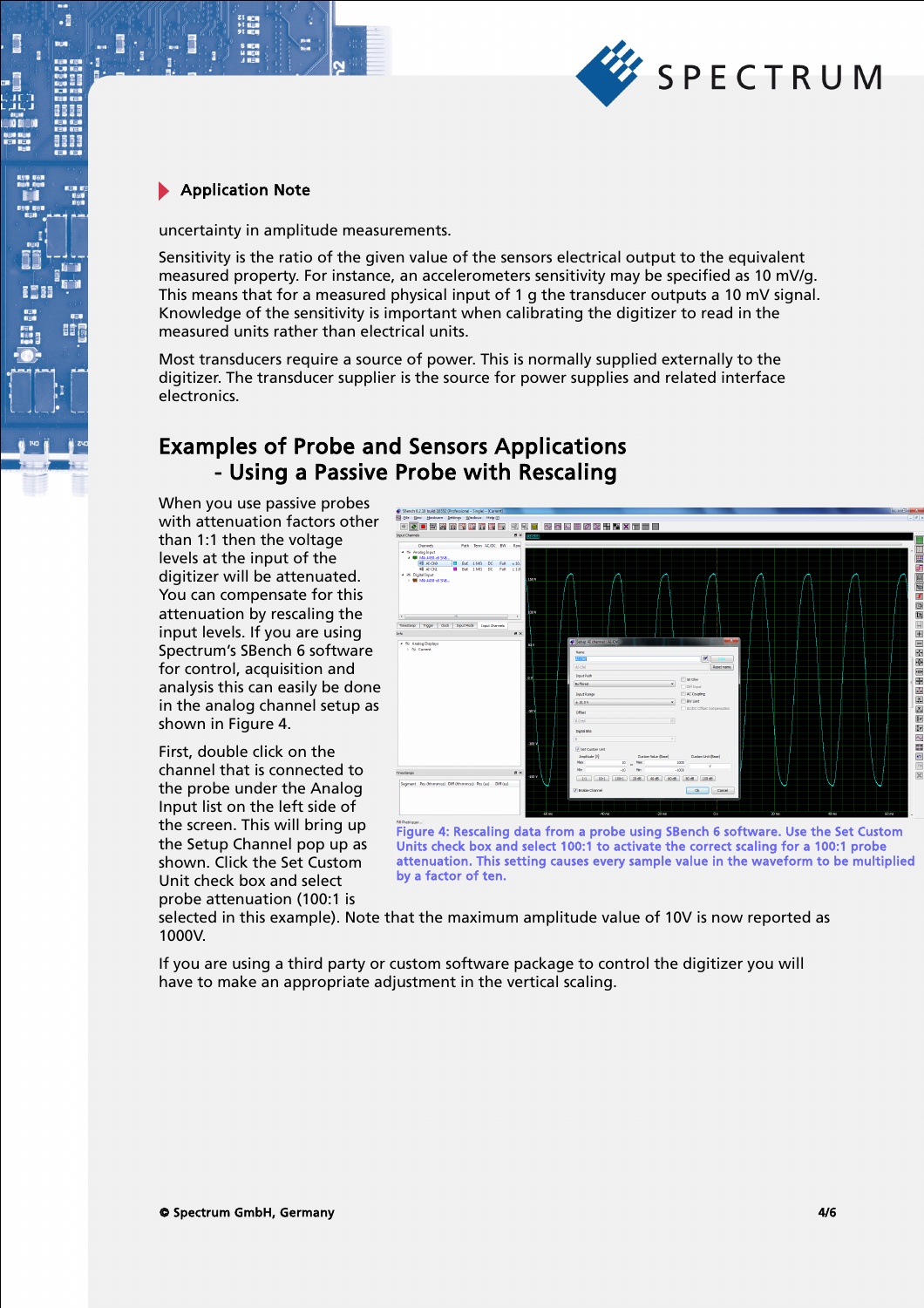uncertainty in amplitude measurements.

Sensitivity is the ratio of the given value of the sensors electrical output to the equivalent measured property. For instance, an accelerometers sensitivity may be specified as 10 mV/g. This means that for a measured physical input of 1 g the transducer outputs a 10 mV signal. Knowledge of the sensitivity is important when calibrating the digitizer to read in the measured units rather than electrical units.

Most transducers require a source of power. This is normally supplied externally to the digitizer. The transducer supplier is the source for power supplies and related interface electronics.

## Examples of Probe and Sensors Applications - Using a Passive Probe with Rescaling

When you use passive probes with attenuation factors other than 1:1 then the voltage levels at the input of the digitizer will be attenuated. You can compensate for this attenuation by rescaling the input levels. If you are using Spectrum's SBench 6 software for control, acquisition and analysis this can easily be done in the analog channel setup as shown in Figure 4.

First, double click on the channel that is connected to the probe under the Analog Input list on the left side of the screen. This will bring up the Setup Channel pop up as shown. Click the Set Custom Unit check box and select probe attenuation (100:1 is selected in this example). Note that the maximum amplitude value of 10V is now reported as 1000V.

Figure 4: Rescaling data from a probe using SBench 6 software. Use the Set Custom Units check box and select 100:1 to activate the correct scaling for a 100:1 probe attenuation. This setting causes every sample value in the waveform to be multiplied by a factor of ten.

If you are using a third party or custom software package to control the digitizer you will have to make an appropriate adjustment in the vertical scaling.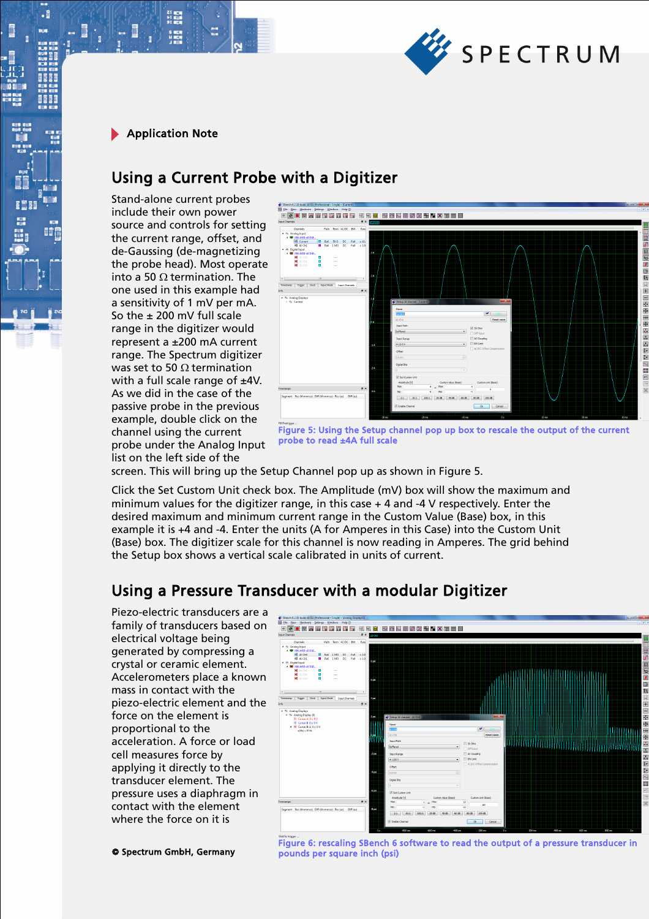Application Note

## Using a Current Probe with a Digitizer

Stand-alone current probes include their own power source and controls for setting the current range, offset, and de-Gaussing (de-magnetizing the probe head). Most operate into a 50 Ω termination. The one used in this example had a sensitivity of 1 mV per mA. So the ± 200 mV full scale range in the digitizer would represent a ±200 mA current range. The Spectrum digitizer was set to 50 Ω termination with a full scale range of ±4V. As we did in the case of the passive probe in the previous example, double click on the channel using the current probe under the Analog Input list on the left side of the screen. This will bring up the Setup Channel pop up as shown in Figure 5.

Figure 5: Using the Setup channel pop up box to rescale the output of the current probe to read ±4A full scale

Click the Set Custom Unit check box. The Amplitude (mV) box will show the maximum and minimum values for the digitizer range, in this case + 4 and -4 V respectively. Enter the desired maximum and minimum current range in the Custom Value (Base) box, in this example it is +4 and -4. Enter the units (A for Amperes in this Case) into the Custom Unit (Base) box. The digitizer scale for this channel is now reading in Amperes. The grid behind the Setup box shows a vertical scale calibrated in units of current.

## Using a Pressure Transducer with a modular Digitizer

Piezo-electric transducers are a family of transducers based on electrical voltage being generated by compressing a crystal or ceramic element. Accelerometers place a known mass in contact with the piezo-electric element and the force on the element is proportional to the acceleration. A force or load cell measures force by applying it directly to the transducer element. The pressure uses a diaphragm in contact with the element where the force on it is

Figure 6: rescaling SBench 6 software to read the output of a pressure transducer in pounds per square inch (psi)

© Spectrum GmbH, Germany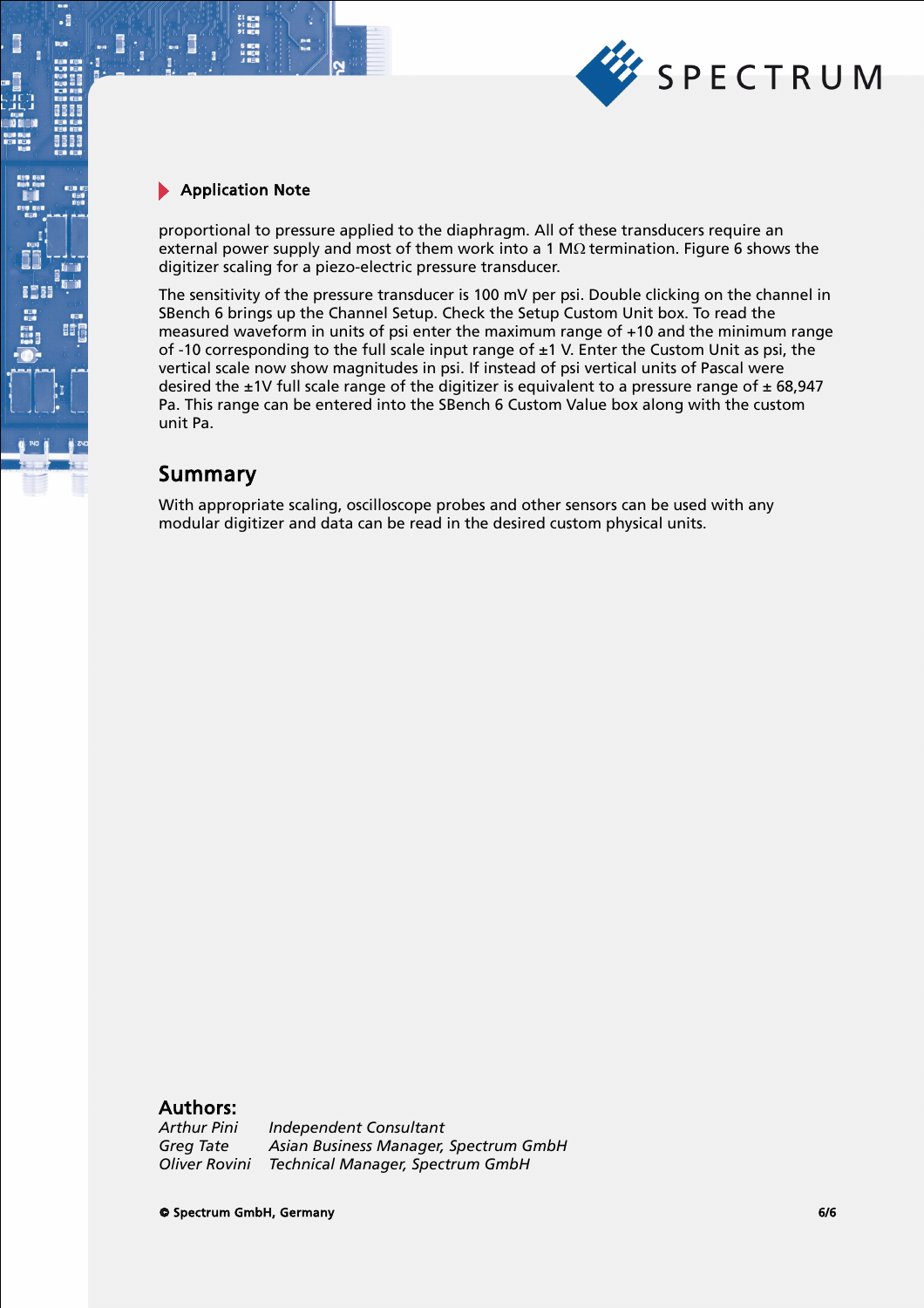proportional to pressure applied to the diaphragm. All of these transducers require an external power supply and most of them work into a 1 MΩ termination. Figure 6 shows the digitizer scaling for a piezo-electric pressure transducer.

The sensitivity of the pressure transducer is 100 mV per psi. Double clicking on the channel in SBench 6 brings up the Channel Setup. Check the Setup Custom Unit box. To read the measured waveform in units of psi enter the maximum range of +10 and the minimum range of -10 corresponding to the full scale input range of ±1 V. Enter the Custom Unit as psi, the vertical scale now show magnitudes in psi. If instead of psi vertical units of Pascal were desired the ±1V full scale range of the digitizer is equivalent to a pressure range of ± 68,947 Pa. This range can be entered into the SBench 6 Custom Value box along with the custom unit Pa.

## Summary

With appropriate scaling, oscilloscope probes and other sensors can be used with any modular digitizer and data can be read in the desired custom physical units.

### Authors:

*Arthur Pini* *Independent Consultant*
*Greg Tate* *Asian Business Manager, Spectrum GmbH*
*Oliver Rovini* *Technical Manager, Spectrum GmbH*